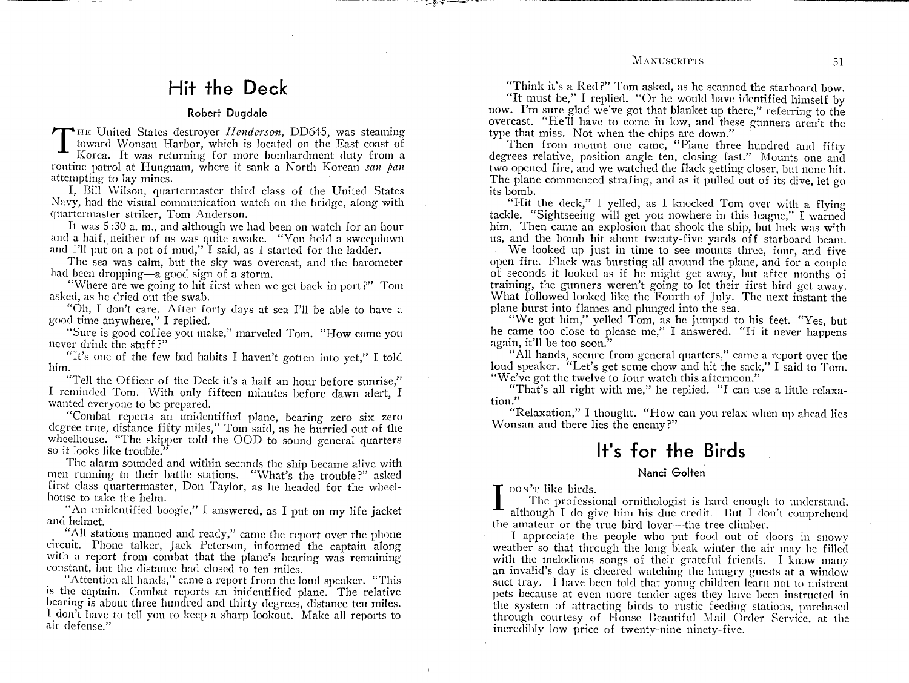# Hit the Deck

## Robert Dugdale

The United States destroyer *Henderson,* DD645, was steaming toward Wonsan Harbor, which is located on the East coast of Korea. It was returning for more bombardment duty from a routine patrol at Hungnam, where it sank a North Korean *san pan* attempting to lay mines.

I, Bill Wilson, quartermaster third class of the United States Navy, had the visual communication watch on the bridge, along with quartermaster striker, Tom Anderson.

It was 5:30 a. m., and although we had been on watch for an hour and a half, neither of us was quite awake. "You hold a sweepdown and I'll put on a pot of mud," I said, as I started for the ladder.

The sea was calm, but the sky was overcast, and the barometer had been dropping—a good sign of a storm.

"Where are we going to hit first when we get back in port?" Tom asked, as he dried out the swab.

"Oh, I don't care. After forty days at sea I'll be able to have a good time anywhere," I replied.

"Sure is good coffee you make," marveled Tom. "How come you never drink the stuff?"

"It's one of the few bad habits I haven't gotten into yet," I told him.

"Tell the Officer of the Deck it's a half an hour before sunrise," I reminded Tom. With only fifteen minutes before dawn alert, I wanted everyone to be prepared.

"Combat reports an unidentified plane, bearing zero six zero degree true, distance fifty miles," Tom said, as he hurried out of the wheelhouse. "The skipper told the OOD to sound general quarters so it looks like trouble."

The alarm sounded and within seconds the ship became alive with men running to their battle stations. "What's the trouble?" asked first class quartermaster, Don Taylor, as he headed for the wheelhouse to take the helm.

"An unidentified boogie," I answered, as I put on my life jacket and helmet.

"All stations manned and ready," came the report over the phone circuit. Phone talker, Jack Peterson, informed the captain along with a report from combat that the plane's bearing was remaining constant, but the distance had closed to ten miles.

"Attention all hands," came a report from the loud speaker. "This is the captain. Combat reports an inidentified plane. The relative bearing is about three hundred and thirty degrees, distance ten miles. I don't have to tell you to keep a sharp lookout. Make all reports to air defense."

"Think it's a Red?" Tom asked, as he scanned the starboard bow.

"It must be," I replied. "Or he would have identified himself by now. I'm sure glad we've got that blanket up there," referring to the overcast. "He'll have to come in low, and these gunners aren't the type that miss. Not when the chips are down."

Then from mount one came, "Plane three hundred and fifty degrees relative, position angle ten, closing fast." Mounts one and two opened fire, and we watched the flack getting closer, but none hit. The plane commenced strafing, and as it pulled out of its dive, let go its bomb.

"Hit the deck," I yelled, as I knocked Tom over with a flying tackle. "Sightseeing will get you nowhere in this league," I warned him. Then came an explosion that shook the ship, but luck was with us, and the bomb hit about twenty-five yards off starboard beam.

We looked up just in time to see mounts three, four, and five open fire. Flack was bursting all around the plane, and for a couple of seconds it looked as if he might get away, but after months of training, the gunners weren't going to let their first bird get away. What followed looked like the Fourth of July. The next instant the plane burst into flames and plunged into the sea.

"We got him," yelled Tom, as he jumped to his feet. "Yes, but he came too close to please me," I answered. "If it never happens again, it'll be too soon."

"All hands, secure from general quarters," came a report over the loud speaker. "Let's get some chow and hit the sack," I said to Tom. "We've got the twelve to four watch this afternoon."

"That's all right with me," he replied. "I can use a little relaxation."

"Relaxation," I thought. "How can you relax when up ahead lies Wonsan and there lies the enemy?"

# It's for the Birds

## Nanci Golten

I don't like birds.

The professional ornithologist is hard enough to understand, although I do give him his due credit. But I don't comprehend the amateur or the true bird lover—the tree climber.

I appreciate the people who put food out of doors in snowy weather so that through the long bleak winter the air may be filled with the melodious songs of their grateful friends. I know many an invalid's day is cheered watching the hungry guests at a window suet tray. I have been told that young children learn not to mistreat pets because at even more tender ages they have been instructed in the system of attracting birds to rustic feeding stations, purchased through courtesy of House Beautiful Mail Order Service, at the incredibly low price of twenty-nine ninety-five.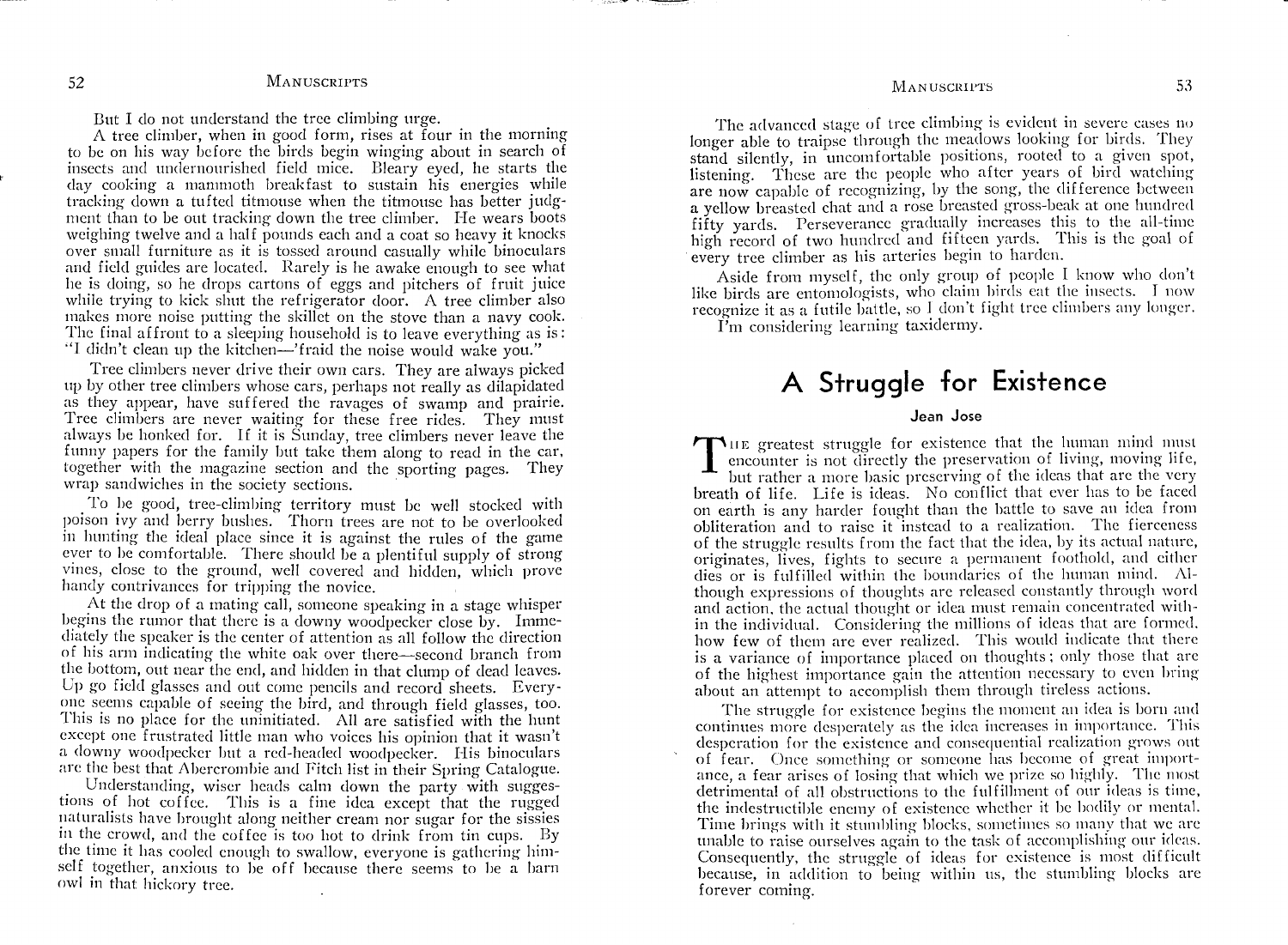But I do not understand the tree climbing urge.

A tree climber, when in good form, rises at four in the morning to be on his way before the birds begin winging about in search of insects and undernourished field mice. Bleary eyed, he starts the day cooking a mammoth breakfast to sustain his energies while tracking down a tufted titmouse when the titmouse has better judgment than to be out tracking down the tree climber. He wears boots weighing twelve and a half pounds each and a coat so heavy it knocks over small furniture as it is tossed around casually while binoculars and field guides are located. Rarely is he awake enough to see what he is doing, so he drops cartons of eggs and pitchers of fruit juice while trying to kick shut the refrigerator door. A tree climber also makes more noise putting the skillet on the stove than a navy cook. The final affront to a sleeping household is to leave everything as is: "I didn't clean up the kitchen—'fraid the noise would wake you."

Tree climbers never drive their own cars. They are always picked up by other tree climbers whose cars, perhaps not really as dilapidated as they appear, have suffered the ravages of swamp and prairie. Tree climbers are never waiting for these free rides. They must always be honked for. If it is Sunday, tree climbers never leave the funny papers for the family but take them along to read in the car, together with the magazine section and the sporting pages. They wrap sandwiches in the society sections.

To be good, tree-climbing territory must be well stocked with poison ivy and berry bushes. Thorn trees are not to be overlooked in hunting the ideal place since it is against the rules of the game ever to be comfortable. There should be a plentiful supply of strong vines, close to the ground, well covered and hidden, which prove handy contrivances for tripping the novice.

At the drop of a mating call, someone speaking in a stage whisper begins the rumor that there is a downy woodpecker close by. Immediately the speaker is the center of attention as all follow the direction of his arm indicating the white oak over there—second branch from the bottom, out near the end, and hidden in that clump of dead leaves. Up go field glasses and out come pencils and record sheets. Everyone seems capable of seeing the bird, and through field glasses, too. This is no place for the uninitiated. All are satisfied with the hunt except one frustrated little man who voices his opinion that it wasn't a downy woodpecker but a red-headed woodpecker. His binoculars are the best that Abercrombie and Fitch list in their Spring Catalogue.

Understanding, wiser heads calm down the party with suggestions of hot coffee. This is a fine idea except that the rugged naturalists have brought along neither cream nor sugar for the sissies in the crowd, and the coffee is too hot to drink from tin cups. By the time it has cooled enough to swallow, everyone is gathering himself together, anxious to be off because there seems to be a barn owl in that hickory tree.

The advanced stage of tree climbing is evident in severe cases no longer able to traipse through the meadows looking for birds. They stand silently, in uncomfortable positions, rooted to a given spot, listening. These are the people who after years of bird watching are now capable of recognizing, by the song, the difference between a yellow breasted chat and a rose breasted gross-beak at one hundred fifty yards. Perseverance gradually increases this to the all-time high record of two hundred and fifteen yards. This is the goal of every tree climber as his arteries begin to harden.

Aside from myself, the only group of people I know who don't like birds are entomologists, who claim birds eat the insects. I now recognize it as a futile battle, so I don't fight tree climbers any longer. I'm considering learning taxidermy.

# A Struggle for Existence

**Jean Jose**

The greatest struggle for existence that the human mind must encounter is not directly the preservation of living, moving life, but rather a more basic preserving of the ideas that are the very breath of life. Life is ideas. No conflict that ever has to be faced on earth is any harder fought than the battle to save an idea from obliteration and to raise it instead to a realization. The fierceness of the struggle results from the fact that the idea, by its actual nature, originates, lives, fights to secure a permanent foothold, and either dies or is fulfilled within the boundaries of the human mind. Although expressions of thoughts are released constantly through word and action, the actual thought or idea must remain concentrated within the individual. Considering the millions of ideas that are formed, how few of them are ever realized. This would indicate that there is a variance of importance placed on thoughts; only those that are of the highest importance gain the attention necessary to even bring about an attempt to accomplish them through tireless actions.

The struggle for existence begins the moment an idea is born and continues more desperately as the idea increases in importance. This desperation for the existence and consequential realization grows out of fear. Once something or someone has become of great importance, a fear arises of losing that which we prize so highly. The most detrimental of all obstructions to the fulfillment of our ideas is time, the indestructible enemy of existence whether it be bodily or mental. Time brings with it stumbling blocks, sometimes so many that we are unable to raise ourselves again to the task of accomplishing our ideas. Consequently, the struggle of ideas for existence is most difficult because, in addition to being within us, the stumbling blocks are forever coming.